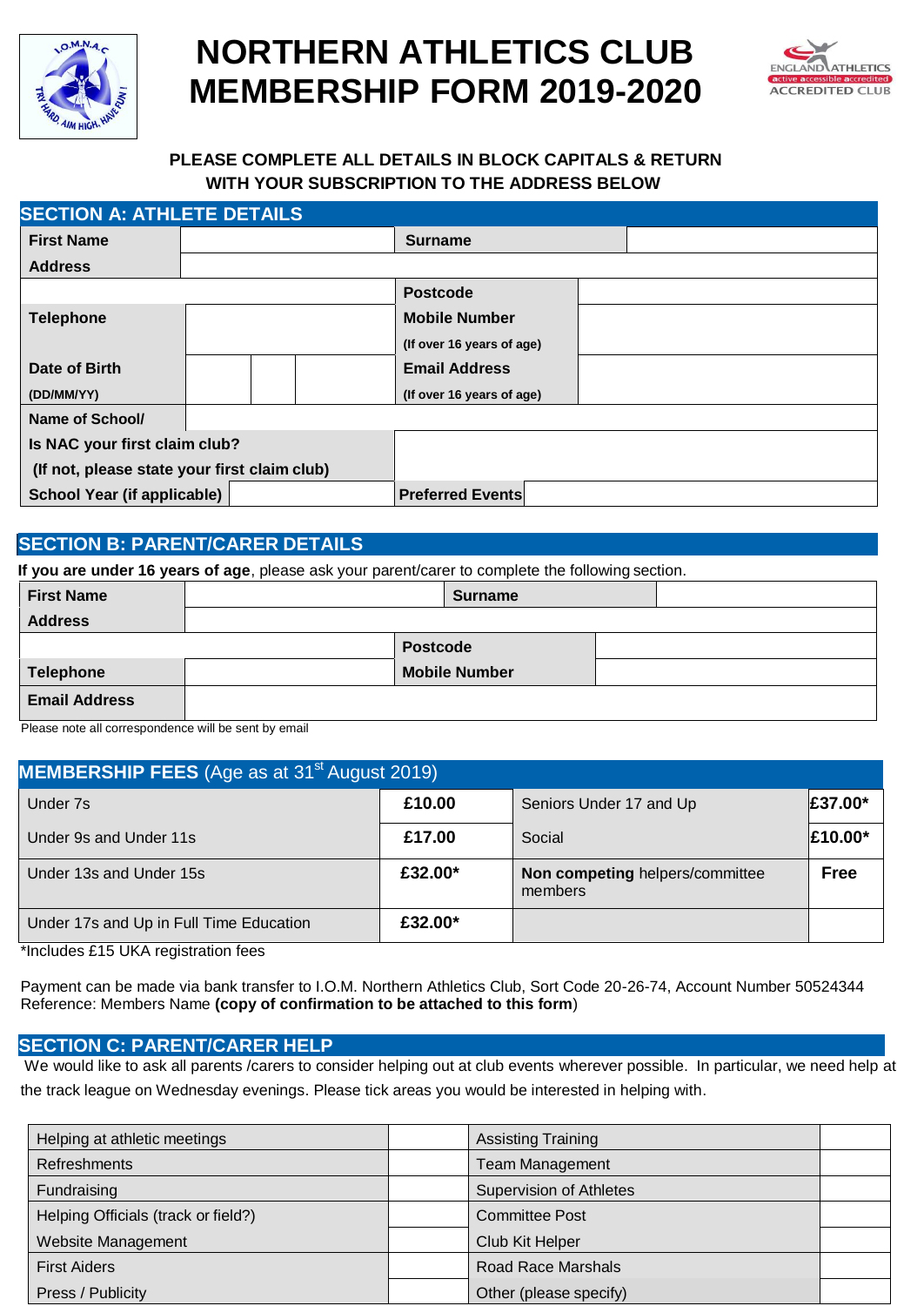# NORTHERN ATHLETICS CLUB MEMBERSHIP FORM 2019-2020

**PLEASE COMPLETE ALL DETAILS IN BLOCK CAPITALS & RETURN WITH YOUR SUBSCRIPTION TO THE ADDRESS BELOW**

## SECTION A: ATHLETE DETAILS

| | | | |
|---|---|---|---|
| **First Name** | | **Surname** | |
| **Address** | | | |
| | | **Postcode** | |
| **Telephone** | | **Mobile Number** (If over 16 years of age) | |
| **Date of Birth** (DD/MM/YY) | | **Email Address** (If over 16 years of age) | |
| **Name of School/** | | | |
| **Is NAC your first claim club?** (If not, please state your first claim club) | | | |
| **School Year (if applicable)** | | **Preferred Events** | |

## SECTION B: PARENT/CARER DETAILS

**If you are under 16 years of age**, please ask your parent/carer to complete the following section.

| | | | |
|---|---|---|---|
| **First Name** | | **Surname** | |
| **Address** | | | |
| | | **Postcode** | |
| **Telephone** | | **Mobile Number** | |
| **Email Address** | | | |

Please note all correspondence will be sent by email

## MEMBERSHIP FEES (Age as at 31st August 2019)

| | | | |
|---|---|---|---|
| Under 7s | **£10.00** | Seniors Under 17 and Up | **£37.00*** |
| Under 9s and Under 11s | **£17.00** | Social | **£10.00*** |
| Under 13s and Under 15s | **£32.00*** | **Non competing** helpers/committee members | **Free** |
| Under 17s and Up in Full Time Education | **£32.00*** | | |

*Includes £15 UKA registration fees

Payment can be made via bank transfer to I.O.M. Northern Athletics Club, Sort Code 20-26-74, Account Number 50524344 Reference: Members Name **(copy of confirmation to be attached to this form)**

## SECTION C: PARENT/CARER HELP

We would like to ask all parents /carers to consider helping out at club events wherever possible. In particular, we need help at the track league on Wednesday evenings. Please tick areas you would be interested in helping with.

| | | | |
|---|---|---|---|
| Helping at athletic meetings | | Assisting Training | |
| Refreshments | | Team Management | |
| Fundraising | | Supervision of Athletes | |
| Helping Officials (track or field?) | | Committee Post | |
| Website Management | | Club Kit Helper | |
| First Aiders | | Road Race Marshals | |
| Press / Publicity | | Other (please specify) | |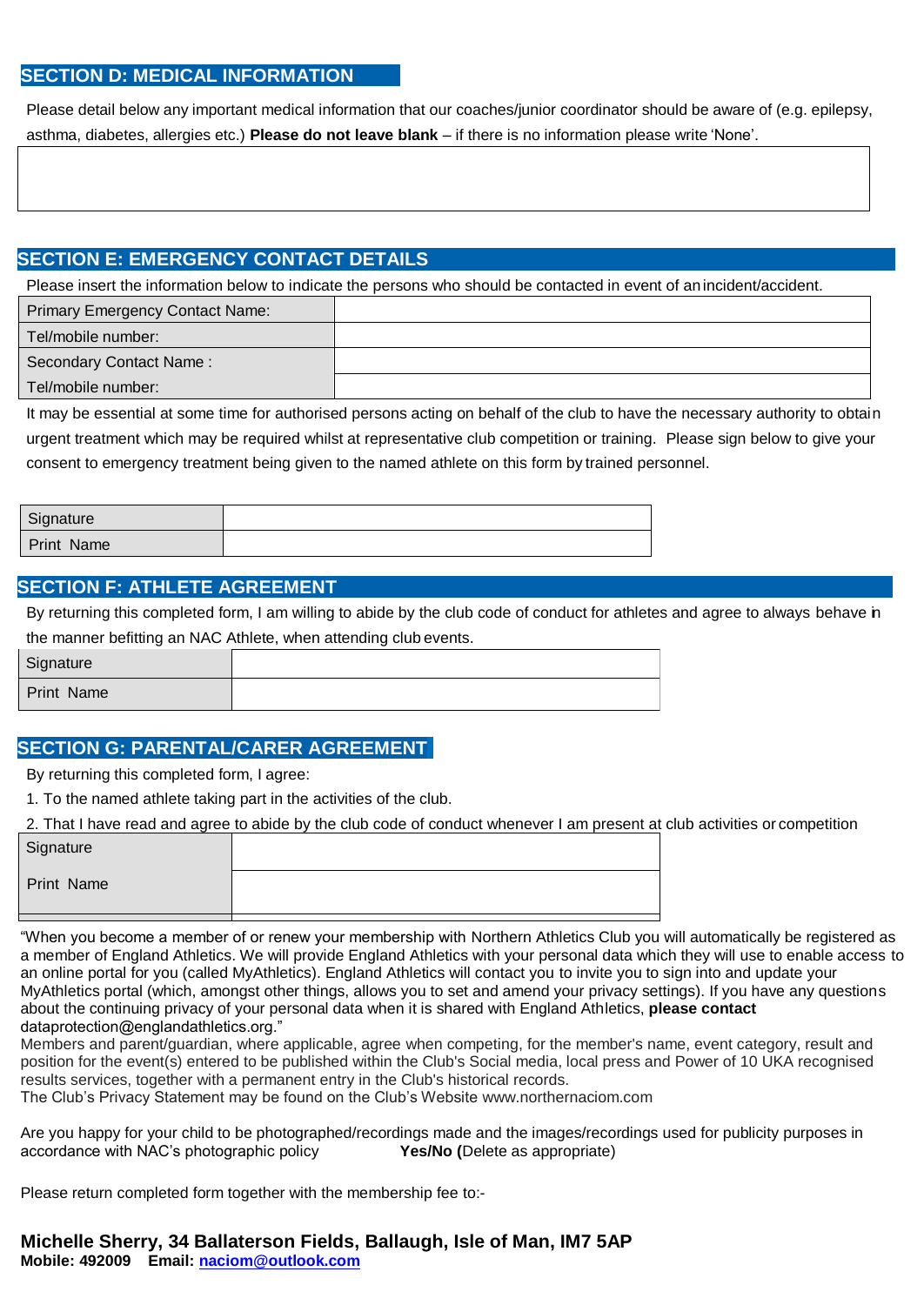## SECTION D: MEDICAL INFORMATION

Please detail below any important medical information that our coaches/junior coordinator should be aware of (e.g. epilepsy, asthma, diabetes, allergies etc.) **Please do not leave blank** – if there is no information please write 'None'.

| |
|---|
| |

## SECTION E: EMERGENCY CONTACT DETAILS

Please insert the information below to indicate the persons who should be contacted in event of an incident/accident.

| | |
|---|---|
| Primary Emergency Contact Name: | |
| Tel/mobile number: | |
| Secondary Contact Name : | |
| Tel/mobile number: | |

It may be essential at some time for authorised persons acting on behalf of the club to have the necessary authority to obtain urgent treatment which may be required whilst at representative club competition or training. Please sign below to give your consent to emergency treatment being given to the named athlete on this form by trained personnel.

| | |
|---|---|
| Signature | |
| Print Name | |

## SECTION F: ATHLETE AGREEMENT

By returning this completed form, I am willing to abide by the club code of conduct for athletes and agree to always behave in the manner befitting an NAC Athlete, when attending club events.

| | |
|---|---|
| Signature | |
| Print Name | |

## SECTION G: PARENTAL/CARER AGREEMENT

By returning this completed form, I agree:

1. To the named athlete taking part in the activities of the club.
2. That I have read and agree to abide by the club code of conduct whenever I am present at club activities or competition

| | |
|---|---|
| Signature | |
| Print Name | |

"When you become a member of or renew your membership with Northern Athletics Club you will automatically be registered as a member of England Athletics. We will provide England Athletics with your personal data which they will use to enable access to an online portal for you (called MyAthletics). England Athletics will contact you to invite you to sign into and update your MyAthletics portal (which, amongst other things, allows you to set and amend your privacy settings). If you have any questions about the continuing privacy of your personal data when it is shared with England Athletics, **please contact** dataprotection@englandathletics.org."

Members and parent/guardian, where applicable, agree when competing, for the member's name, event category, result and position for the event(s) entered to be published within the Club's Social media, local press and Power of 10 UKA recognised results services, together with a permanent entry in the Club's historical records.

The Club's Privacy Statement may be found on the Club's Website www.northernaciom.com

Are you happy for your child to be photographed/recordings made and the images/recordings used for publicity purposes in accordance with NAC's photographic policy **Yes/No (**Delete as appropriate)

Please return completed form together with the membership fee to:-

**Michelle Sherry, 34 Ballaterson Fields, Ballaugh, Isle of Man, IM7 5AP**
**Mobile: 492009 Email: naciom@outlook.com**